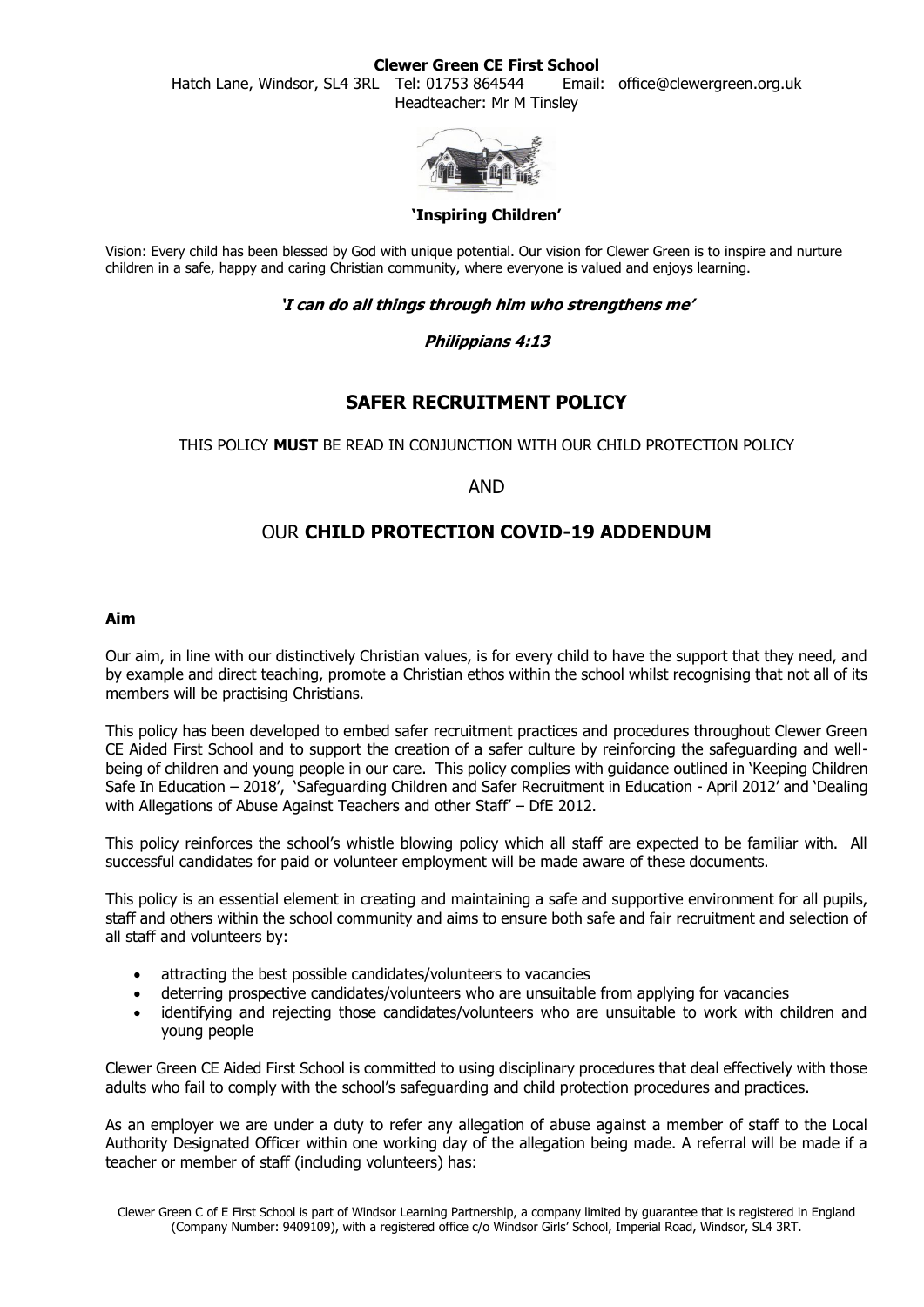**Clewer Green CE First School**

Hatch Lane, Windsor, SL4 3RL Tel: 01753 864544 Email: office@clewergreen.org.uk

Headteacher: Mr M Tinsley

**'Inspiring Children'**

Vision: Every child has been blessed by God with unique potential. Our vision for Clewer Green is to inspire and nurture children in a safe, happy and caring Christian community, where everyone is valued and enjoys learning.

***'I can do all things through him who strengthens me'***

***Philippians 4:13***

# SAFER RECRUITMENT POLICY

THIS POLICY **MUST** BE READ IN CONJUNCTION WITH OUR CHILD PROTECTION POLICY

AND

## OUR **CHILD PROTECTION COVID-19 ADDENDUM**

### Aim

Our aim, in line with our distinctively Christian values, is for every child to have the support that they need, and by example and direct teaching, promote a Christian ethos within the school whilst recognising that not all of its members will be practising Christians.

This policy has been developed to embed safer recruitment practices and procedures throughout Clewer Green CE Aided First School and to support the creation of a safer culture by reinforcing the safeguarding and well-being of children and young people in our care. This policy complies with guidance outlined in 'Keeping Children Safe In Education – 2018', 'Safeguarding Children and Safer Recruitment in Education - April 2012' and 'Dealing with Allegations of Abuse Against Teachers and other Staff' – DfE 2012.

This policy reinforces the school's whistle blowing policy which all staff are expected to be familiar with. All successful candidates for paid or volunteer employment will be made aware of these documents.

This policy is an essential element in creating and maintaining a safe and supportive environment for all pupils, staff and others within the school community and aims to ensure both safe and fair recruitment and selection of all staff and volunteers by:

- attracting the best possible candidates/volunteers to vacancies
- deterring prospective candidates/volunteers who are unsuitable from applying for vacancies
- identifying and rejecting those candidates/volunteers who are unsuitable to work with children and young people

Clewer Green CE Aided First School is committed to using disciplinary procedures that deal effectively with those adults who fail to comply with the school's safeguarding and child protection procedures and practices.

As an employer we are under a duty to refer any allegation of abuse against a member of staff to the Local Authority Designated Officer within one working day of the allegation being made. A referral will be made if a teacher or member of staff (including volunteers) has:

Clewer Green C of E First School is part of Windsor Learning Partnership, a company limited by guarantee that is registered in England (Company Number: 9409109), with a registered office c/o Windsor Girls' School, Imperial Road, Windsor, SL4 3RT.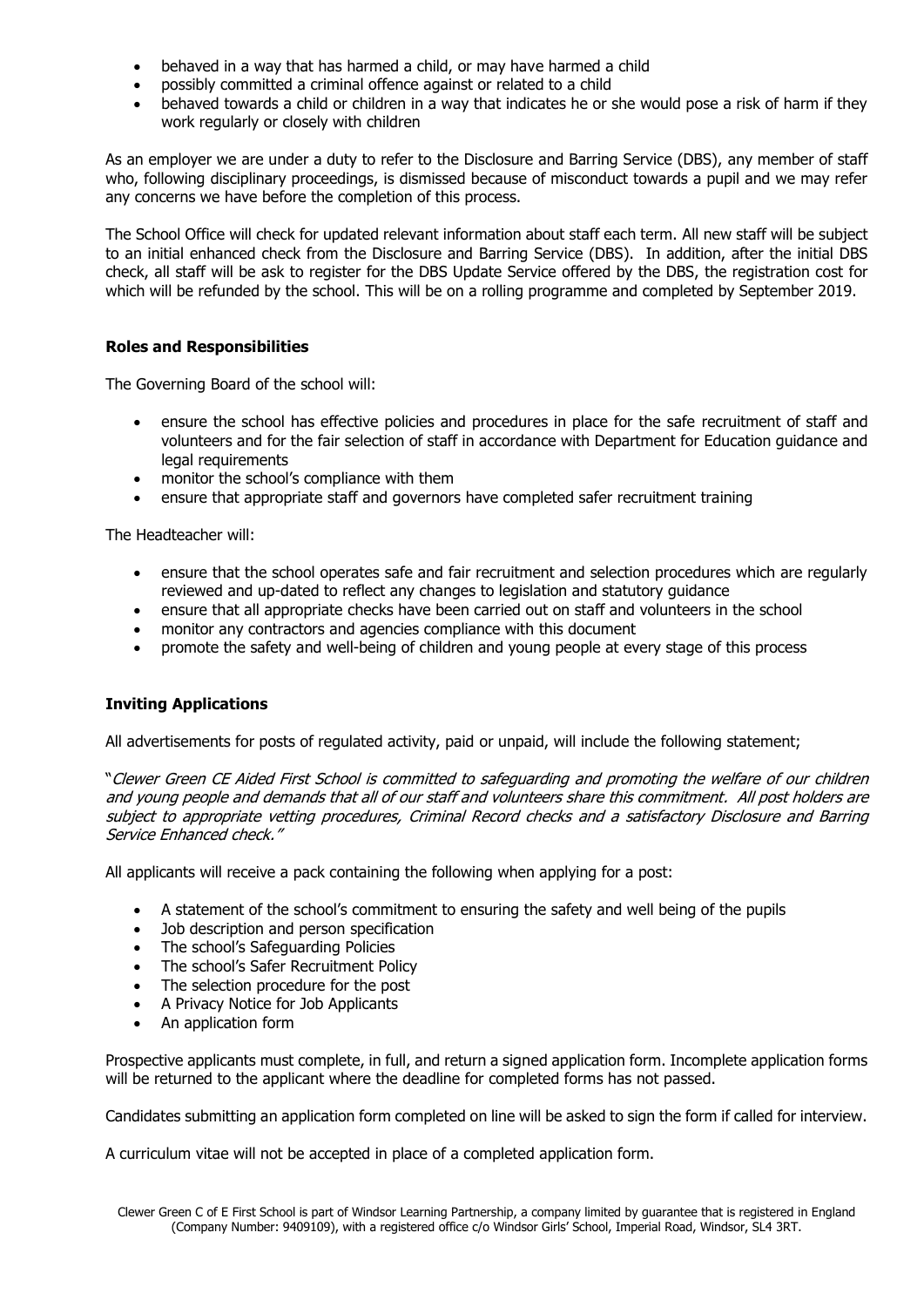- behaved in a way that has harmed a child, or may have harmed a child
- possibly committed a criminal offence against or related to a child
- behaved towards a child or children in a way that indicates he or she would pose a risk of harm if they work regularly or closely with children

As an employer we are under a duty to refer to the Disclosure and Barring Service (DBS), any member of staff who, following disciplinary proceedings, is dismissed because of misconduct towards a pupil and we may refer any concerns we have before the completion of this process.

The School Office will check for updated relevant information about staff each term. All new staff will be subject to an initial enhanced check from the Disclosure and Barring Service (DBS). In addition, after the initial DBS check, all staff will be ask to register for the DBS Update Service offered by the DBS, the registration cost for which will be refunded by the school. This will be on a rolling programme and completed by September 2019.

**Roles and Responsibilities**

The Governing Board of the school will:

- ensure the school has effective policies and procedures in place for the safe recruitment of staff and volunteers and for the fair selection of staff in accordance with Department for Education guidance and legal requirements
- monitor the school's compliance with them
- ensure that appropriate staff and governors have completed safer recruitment training

The Headteacher will:

- ensure that the school operates safe and fair recruitment and selection procedures which are regularly reviewed and up-dated to reflect any changes to legislation and statutory guidance
- ensure that all appropriate checks have been carried out on staff and volunteers in the school
- monitor any contractors and agencies compliance with this document
- promote the safety and well-being of children and young people at every stage of this process

**Inviting Applications**

All advertisements for posts of regulated activity, paid or unpaid, will include the following statement;

"*Clewer Green CE Aided First School is committed to safeguarding and promoting the welfare of our children and young people and demands that all of our staff and volunteers share this commitment. All post holders are subject to appropriate vetting procedures, Criminal Record checks and a satisfactory Disclosure and Barring Service Enhanced check.*"

All applicants will receive a pack containing the following when applying for a post:

- A statement of the school's commitment to ensuring the safety and well being of the pupils
- Job description and person specification
- The school's Safeguarding Policies
- The school's Safer Recruitment Policy
- The selection procedure for the post
- A Privacy Notice for Job Applicants
- An application form

Prospective applicants must complete, in full, and return a signed application form. Incomplete application forms will be returned to the applicant where the deadline for completed forms has not passed.

Candidates submitting an application form completed on line will be asked to sign the form if called for interview.

A curriculum vitae will not be accepted in place of a completed application form.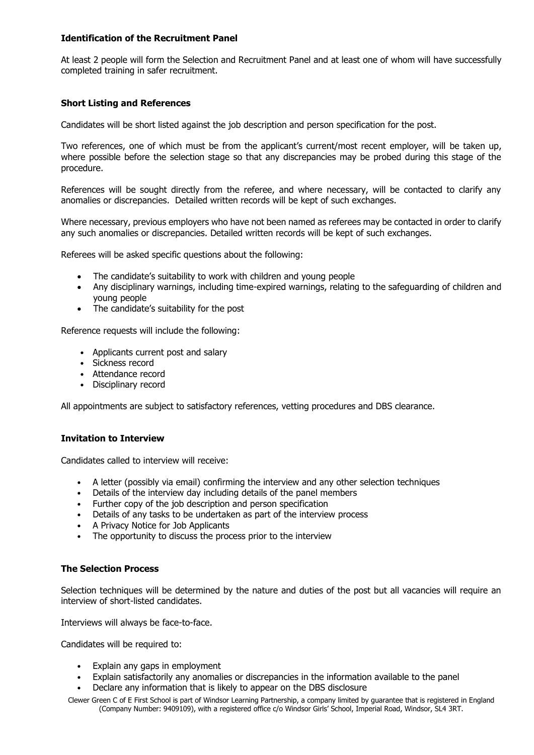### Identification of the Recruitment Panel

At least 2 people will form the Selection and Recruitment Panel and at least one of whom will have successfully completed training in safer recruitment.

### Short Listing and References

Candidates will be short listed against the job description and person specification for the post.

Two references, one of which must be from the applicant's current/most recent employer, will be taken up, where possible before the selection stage so that any discrepancies may be probed during this stage of the procedure.

References will be sought directly from the referee, and where necessary, will be contacted to clarify any anomalies or discrepancies. Detailed written records will be kept of such exchanges.

Where necessary, previous employers who have not been named as referees may be contacted in order to clarify any such anomalies or discrepancies. Detailed written records will be kept of such exchanges.

Referees will be asked specific questions about the following:

- The candidate's suitability to work with children and young people
- Any disciplinary warnings, including time-expired warnings, relating to the safeguarding of children and young people
- The candidate's suitability for the post

Reference requests will include the following:

- Applicants current post and salary
- Sickness record
- Attendance record
- Disciplinary record

All appointments are subject to satisfactory references, vetting procedures and DBS clearance.

### Invitation to Interview

Candidates called to interview will receive:

- A letter (possibly via email) confirming the interview and any other selection techniques
- Details of the interview day including details of the panel members
- Further copy of the job description and person specification
- Details of any tasks to be undertaken as part of the interview process
- A Privacy Notice for Job Applicants
- The opportunity to discuss the process prior to the interview

### The Selection Process

Selection techniques will be determined by the nature and duties of the post but all vacancies will require an interview of short-listed candidates.

Interviews will always be face-to-face.

Candidates will be required to:

- Explain any gaps in employment
- Explain satisfactorily any anomalies or discrepancies in the information available to the panel
- Declare any information that is likely to appear on the DBS disclosure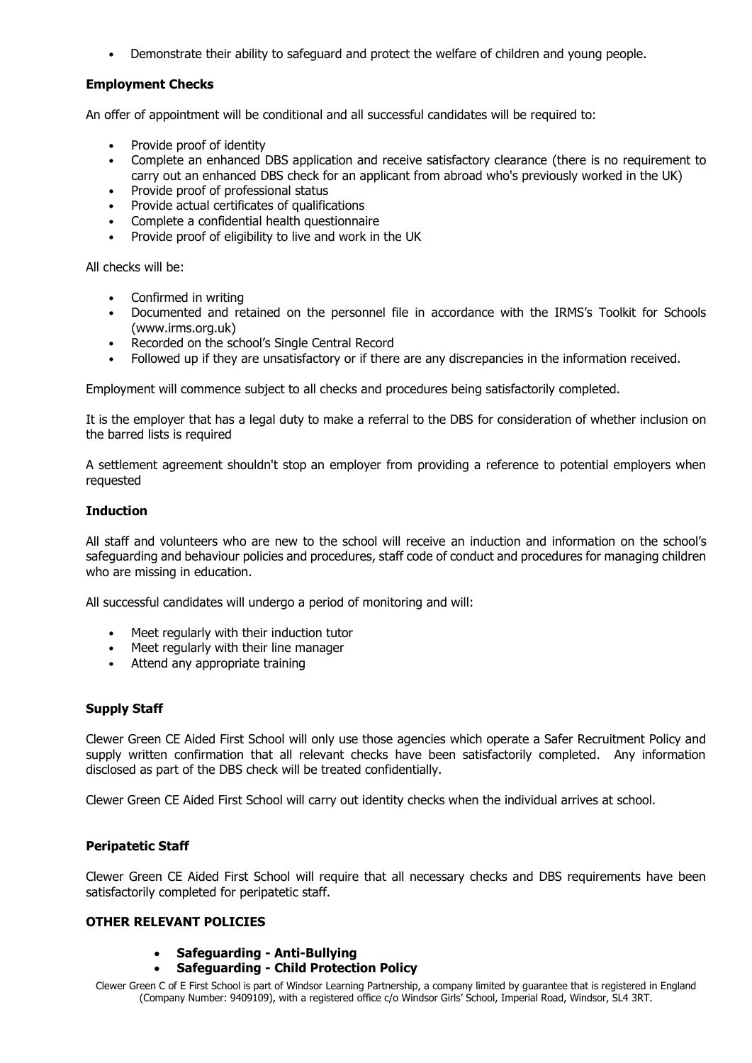- Demonstrate their ability to safeguard and protect the welfare of children and young people.

**Employment Checks**

An offer of appointment will be conditional and all successful candidates will be required to:

- Provide proof of identity
- Complete an enhanced DBS application and receive satisfactory clearance (there is no requirement to carry out an enhanced DBS check for an applicant from abroad who's previously worked in the UK)
- Provide proof of professional status
- Provide actual certificates of qualifications
- Complete a confidential health questionnaire
- Provide proof of eligibility to live and work in the UK

All checks will be:

- Confirmed in writing
- Documented and retained on the personnel file in accordance with the IRMS's Toolkit for Schools (www.irms.org.uk)
- Recorded on the school's Single Central Record
- Followed up if they are unsatisfactory or if there are any discrepancies in the information received.

Employment will commence subject to all checks and procedures being satisfactorily completed.

It is the employer that has a legal duty to make a referral to the DBS for consideration of whether inclusion on the barred lists is required

A settlement agreement shouldn't stop an employer from providing a reference to potential employers when requested

**Induction**

All staff and volunteers who are new to the school will receive an induction and information on the school's safeguarding and behaviour policies and procedures, staff code of conduct and procedures for managing children who are missing in education.

All successful candidates will undergo a period of monitoring and will:

- Meet regularly with their induction tutor
- Meet regularly with their line manager
- Attend any appropriate training

**Supply Staff**

Clewer Green CE Aided First School will only use those agencies which operate a Safer Recruitment Policy and supply written confirmation that all relevant checks have been satisfactorily completed. Any information disclosed as part of the DBS check will be treated confidentially.

Clewer Green CE Aided First School will carry out identity checks when the individual arrives at school.

**Peripatetic Staff**

Clewer Green CE Aided First School will require that all necessary checks and DBS requirements have been satisfactorily completed for peripatetic staff.

**OTHER RELEVANT POLICIES**

- **Safeguarding - Anti-Bullying**
- **Safeguarding - Child Protection Policy**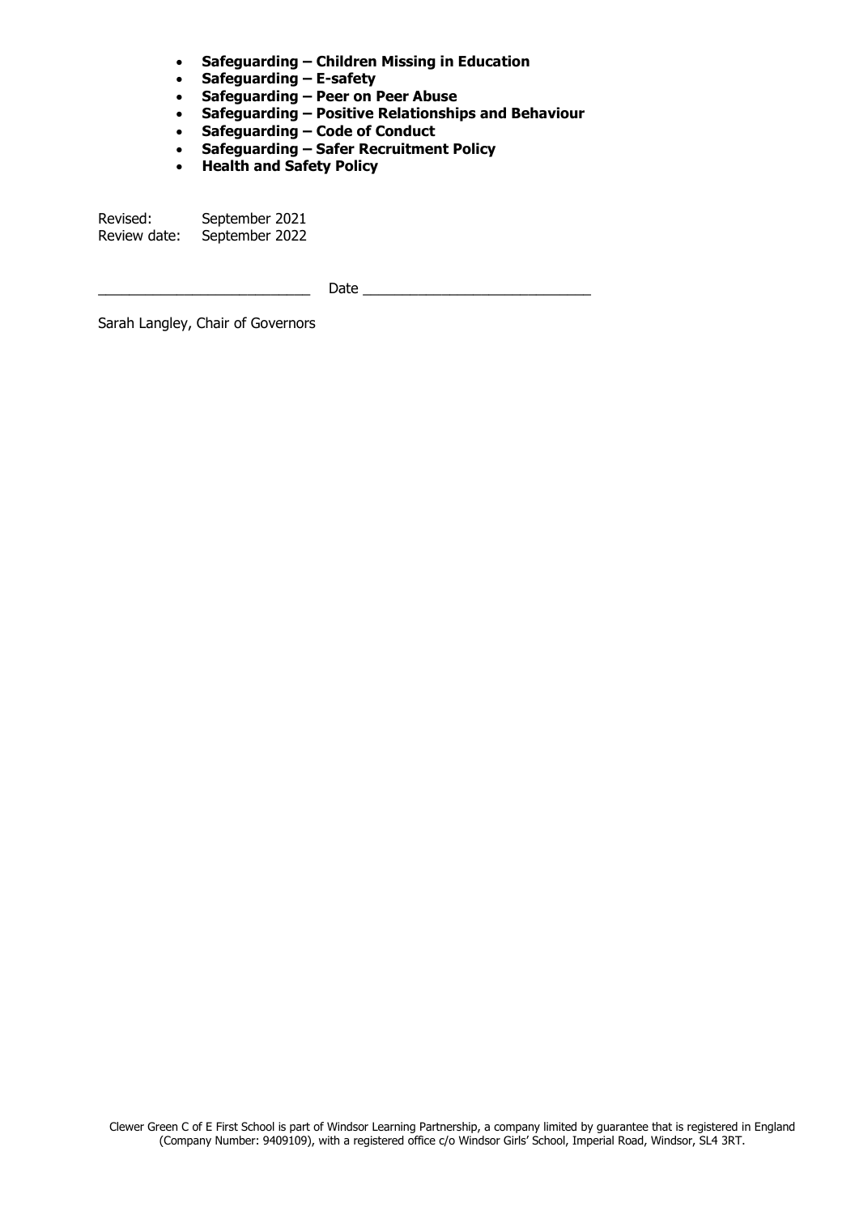- **Safeguarding – Children Missing in Education**
- **Safeguarding – E-safety**
- **Safeguarding – Peer on Peer Abuse**
- **Safeguarding – Positive Relationships and Behaviour**
- **Safeguarding – Code of Conduct**
- **Safeguarding – Safer Recruitment Policy**
- **Health and Safety Policy**

Revised: September 2021
Review date: September 2022

___________________________ Date _____________________________

Sarah Langley, Chair of Governors

Clewer Green C of E First School is part of Windsor Learning Partnership, a company limited by guarantee that is registered in England (Company Number: 9409109), with a registered office c/o Windsor Girls' School, Imperial Road, Windsor, SL4 3RT.